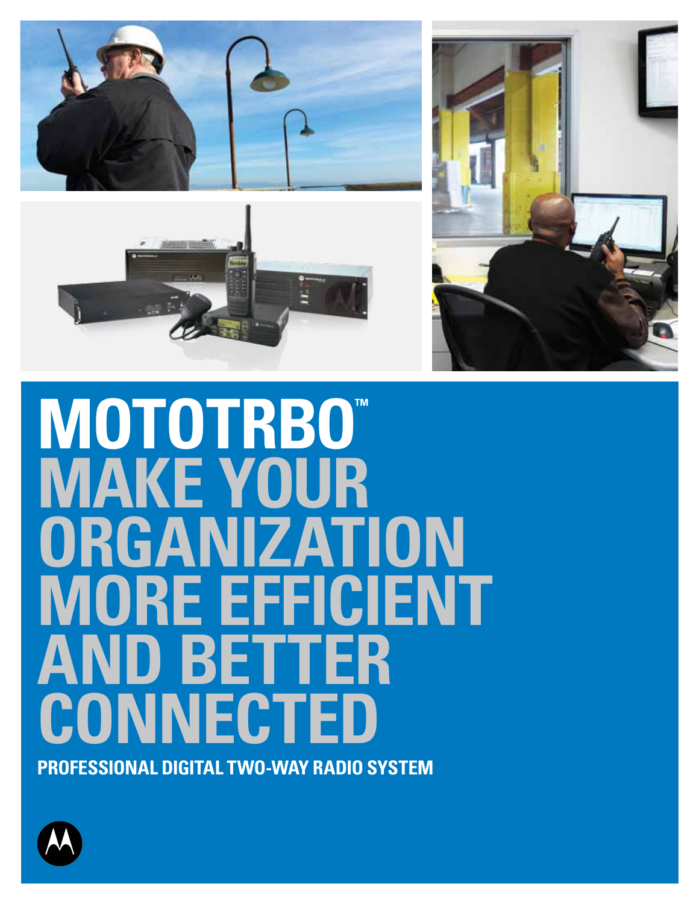# MOTOTRBO™

# MAKE YOUR ORGANIZATION MORE EFFICIENT AND BETTER CONNECTED

**PROFESSIONAL DIGITAL TWO-WAY RADIO SYSTEM**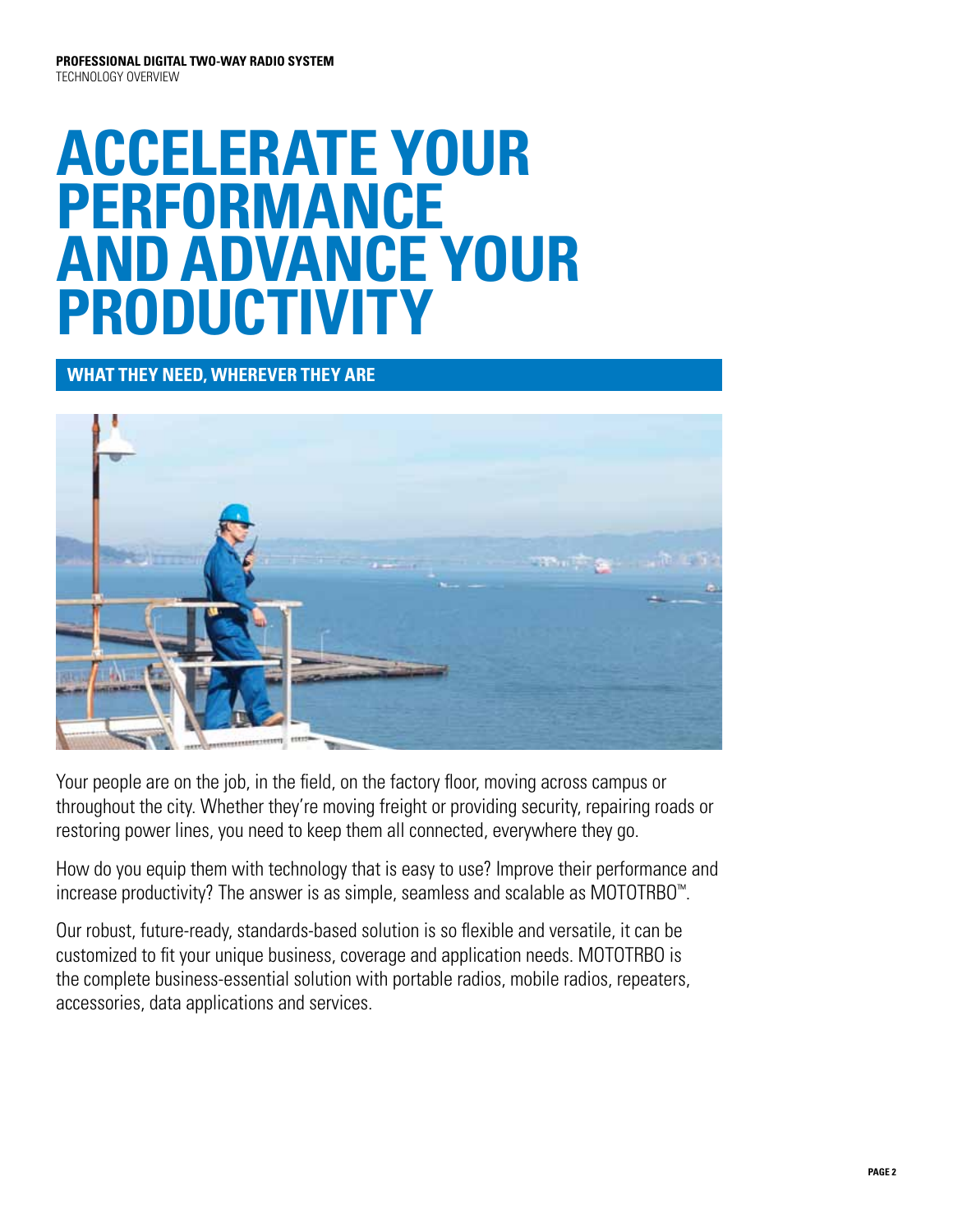**PROFESSIONAL DIGITAL TWO-WAY RADIO SYSTEM**
TECHNOLOGY OVERVIEW

# ACCELERATE YOUR PERFORMANCE AND ADVANCE YOUR PRODUCTIVITY

## WHAT THEY NEED, WHEREVER THEY ARE

Your people are on the job, in the field, on the factory floor, moving across campus or throughout the city. Whether they're moving freight or providing security, repairing roads or restoring power lines, you need to keep them all connected, everywhere they go.

How do you equip them with technology that is easy to use? Improve their performance and increase productivity? The answer is as simple, seamless and scalable as MOTOTRBO™.

Our robust, future-ready, standards-based solution is so flexible and versatile, it can be customized to fit your unique business, coverage and application needs. MOTOTRBO is the complete business-essential solution with portable radios, mobile radios, repeaters, accessories, data applications and services.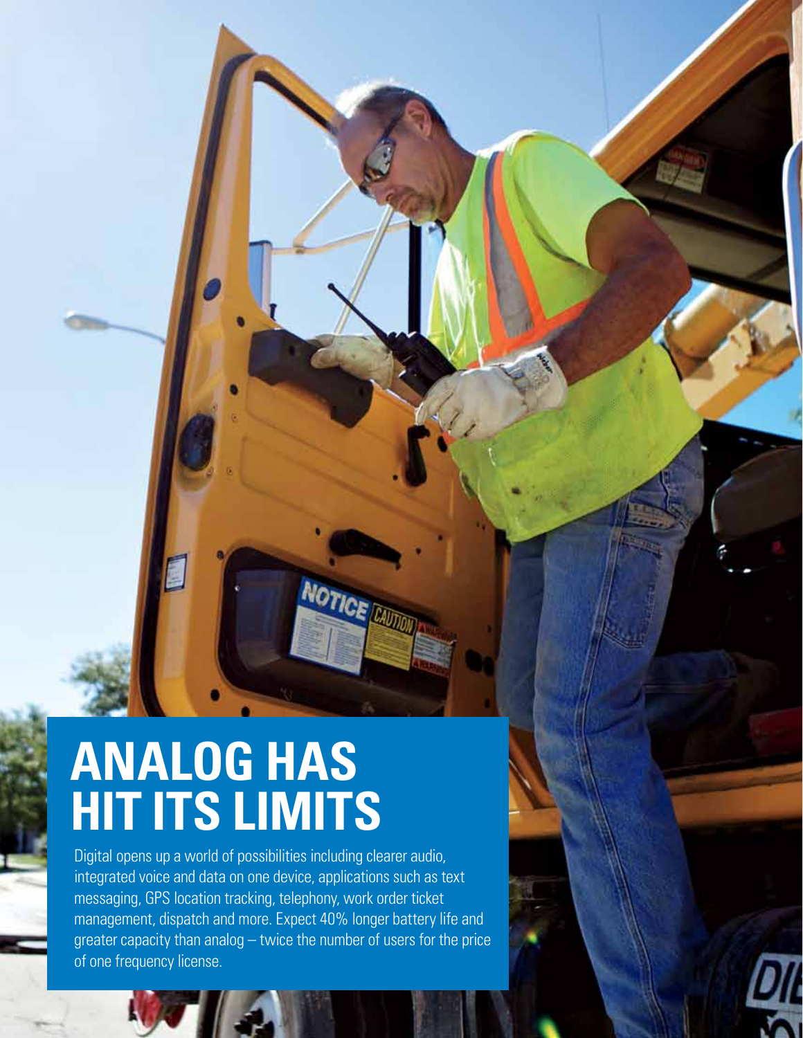# ANALOG HAS HIT ITS LIMITS

Digital opens up a world of possibilities including clearer audio, integrated voice and data on one device, applications such as text messaging, GPS location tracking, telephony, work order ticket management, dispatch and more. Expect 40% longer battery life and greater capacity than analog – twice the number of users for the price of one frequency license.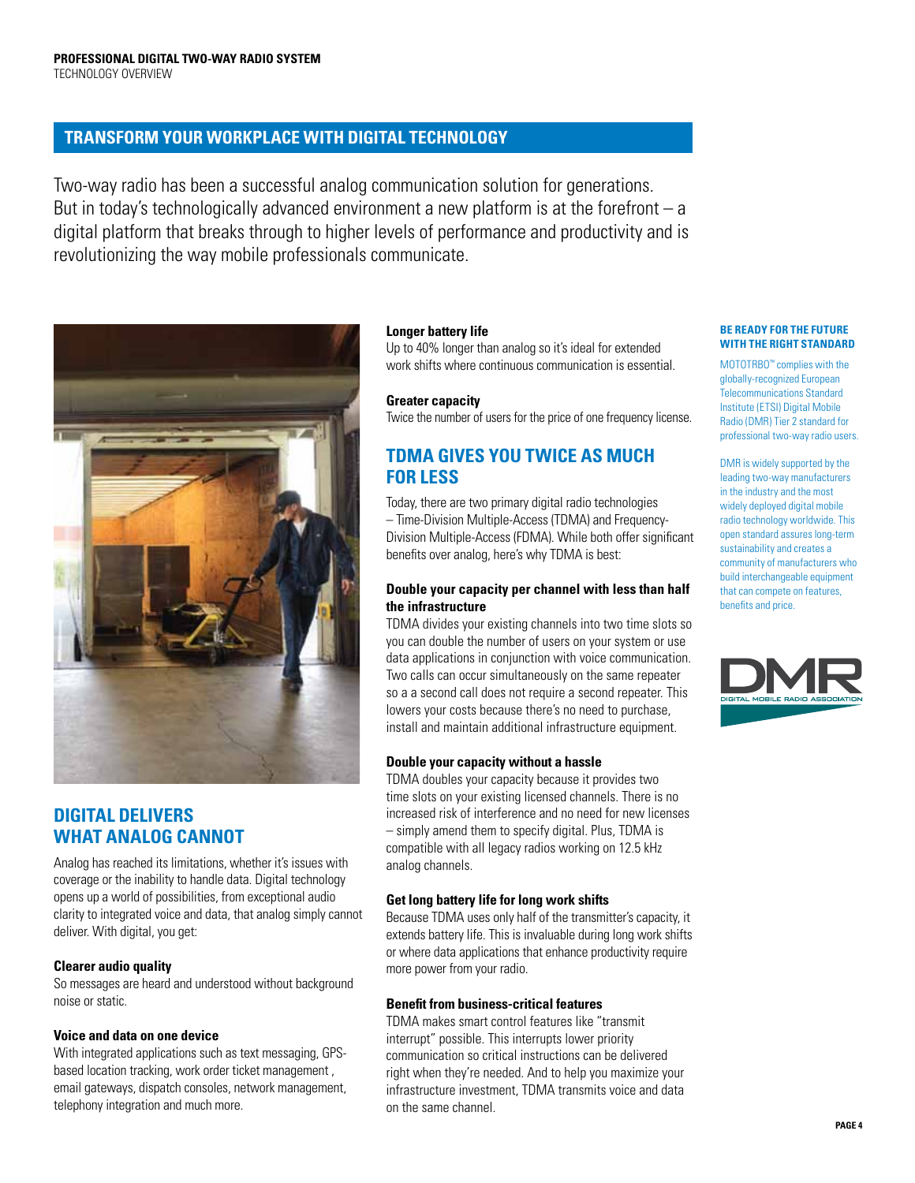## TRANSFORM YOUR WORKPLACE WITH DIGITAL TECHNOLOGY

Two-way radio has been a successful analog communication solution for generations. But in today's technologically advanced environment a new platform is at the forefront – a digital platform that breaks through to higher levels of performance and productivity and is revolutionizing the way mobile professionals communicate.

## DIGITAL DELIVERS WHAT ANALOG CANNOT

Analog has reached its limitations, whether it's issues with coverage or the inability to handle data. Digital technology opens up a world of possibilities, from exceptional audio clarity to integrated voice and data, that analog simply cannot deliver. With digital, you get:

**Clearer audio quality**
So messages are heard and understood without background noise or static.

**Voice and data on one device**
With integrated applications such as text messaging, GPS-based location tracking, work order ticket management , email gateways, dispatch consoles, network management, telephony integration and much more.

**Longer battery life**
Up to 40% longer than analog so it's ideal for extended work shifts where continuous communication is essential.

**Greater capacity**
Twice the number of users for the price of one frequency license.

## TDMA GIVES YOU TWICE AS MUCH FOR LESS

Today, there are two primary digital radio technologies – Time-Division Multiple-Access (TDMA) and Frequency-Division Multiple-Access (FDMA). While both offer significant benefits over analog, here's why TDMA is best:

**Double your capacity per channel with less than half the infrastructure**
TDMA divides your existing channels into two time slots so you can double the number of users on your system or use data applications in conjunction with voice communication. Two calls can occur simultaneously on the same repeater so a a second call does not require a second repeater. This lowers your costs because there's no need to purchase, install and maintain additional infrastructure equipment.

**Double your capacity without a hassle**
TDMA doubles your capacity because it provides two time slots on your existing licensed channels. There is no increased risk of interference and no need for new licenses – simply amend them to specify digital. Plus, TDMA is compatible with all legacy radios working on 12.5 kHz analog channels.

**Get long battery life for long work shifts**
Because TDMA uses only half of the transmitter's capacity, it extends battery life. This is invaluable during long work shifts or where data applications that enhance productivity require more power from your radio.

**Benefit from business-critical features**
TDMA makes smart control features like "transmit interrupt" possible. This interrupts lower priority communication so critical instructions can be delivered right when they're needed. And to help you maximize your infrastructure investment, TDMA transmits voice and data on the same channel.

### BE READY FOR THE FUTURE WITH THE RIGHT STANDARD

MOTOTRBO™ complies with the globally-recognized European Telecommunications Standard Institute (ETSI) Digital Mobile Radio (DMR) Tier 2 standard for professional two-way radio users.

DMR is widely supported by the leading two-way manufacturers in the industry and the most widely deployed digital mobile radio technology worldwide. This open standard assures long-term sustainability and creates a community of manufacturers who build interchangeable equipment that can compete on features, benefits and price.

DMR DIGITAL MOBILE RADIO ASSOCIATION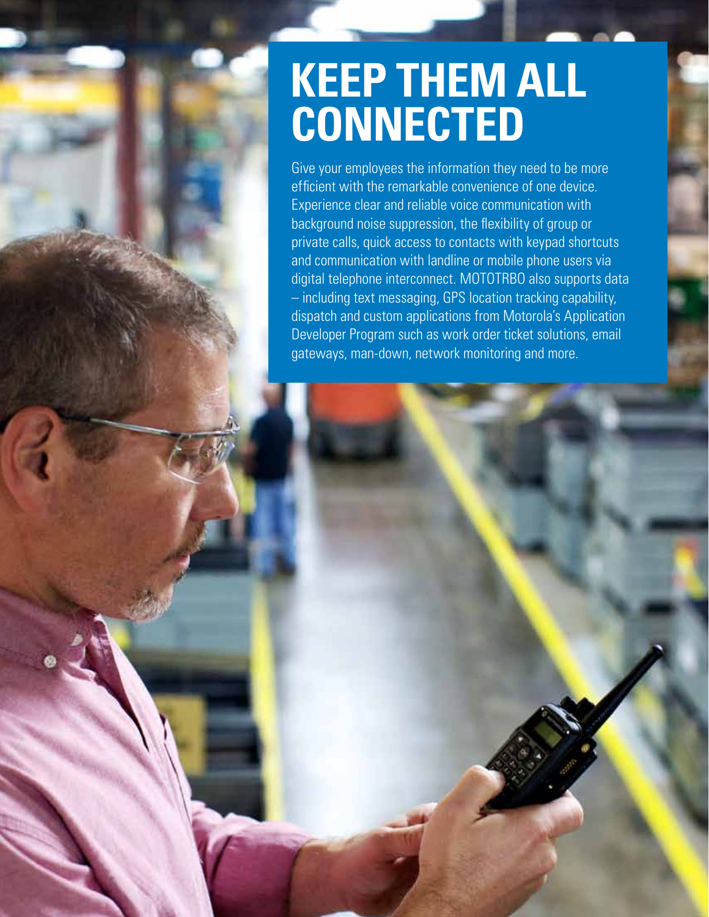# KEEP THEM ALL CONNECTED

Give your employees the information they need to be more efficient with the remarkable convenience of one device. Experience clear and reliable voice communication with background noise suppression, the flexibility of group or private calls, quick access to contacts with keypad shortcuts and communication with landline or mobile phone users via digital telephone interconnect. MOTOTRBO also supports data – including text messaging, GPS location tracking capability, dispatch and custom applications from Motorola's Application Developer Program such as work order ticket solutions, email gateways, man-down, network monitoring and more.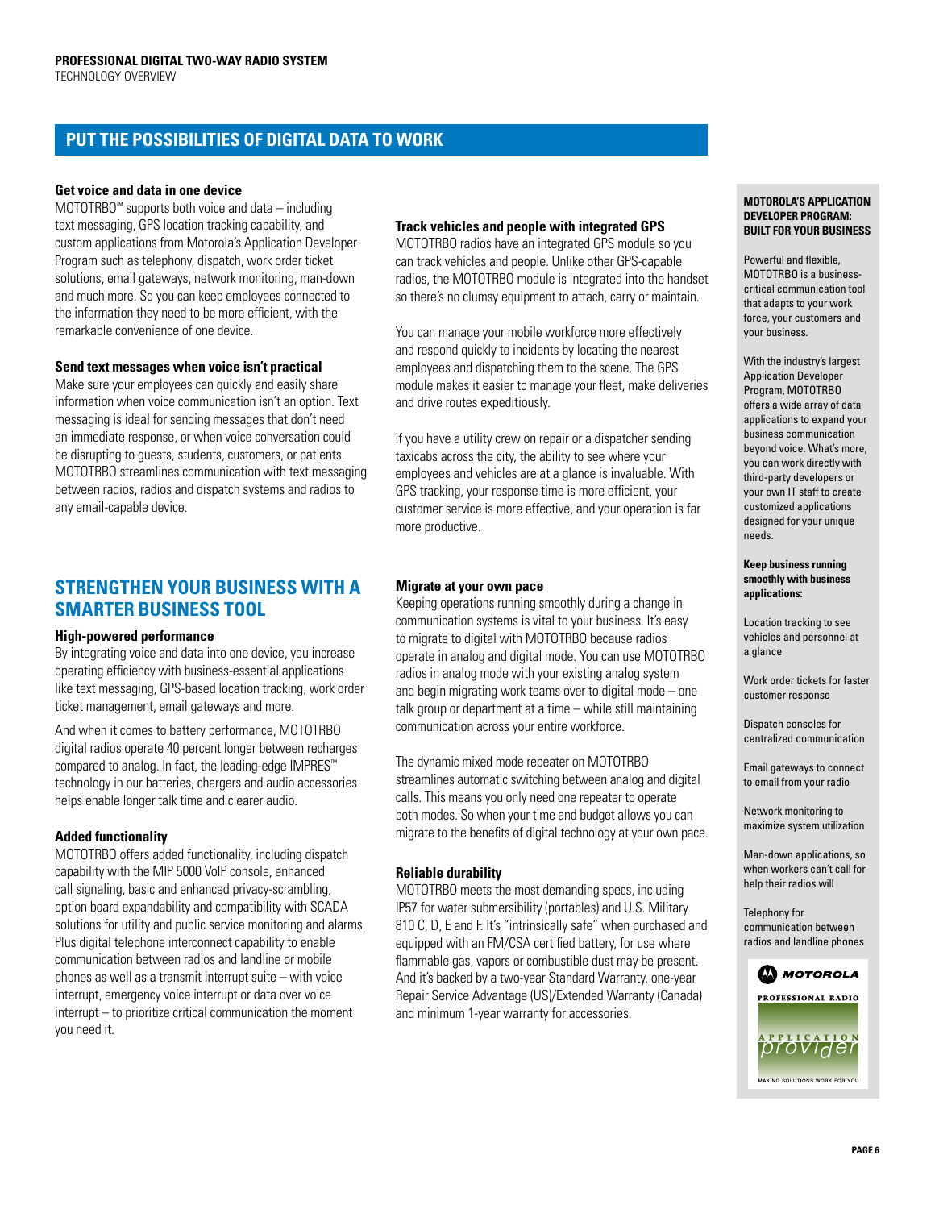## PUT THE POSSIBILITIES OF DIGITAL DATA TO WORK

### Get voice and data in one device

MOTOTRBO™ supports both voice and data – including text messaging, GPS location tracking capability, and custom applications from Motorola's Application Developer Program such as telephony, dispatch, work order ticket solutions, email gateways, network monitoring, man-down and much more. So you can keep employees connected to the information they need to be more efficient, with the remarkable convenience of one device.

### Send text messages when voice isn't practical

Make sure your employees can quickly and easily share information when voice communication isn't an option. Text messaging is ideal for sending messages that don't need an immediate response, or when voice conversation could be disrupting to guests, students, customers, or patients. MOTOTRBO streamlines communication with text messaging between radios, radios and dispatch systems and radios to any email-capable device.

### Track vehicles and people with integrated GPS

MOTOTRBO radios have an integrated GPS module so you can track vehicles and people. Unlike other GPS-capable radios, the MOTOTRBO module is integrated into the handset so there's no clumsy equipment to attach, carry or maintain.

You can manage your mobile workforce more effectively and respond quickly to incidents by locating the nearest employees and dispatching them to the scene. The GPS module makes it easier to manage your fleet, make deliveries and drive routes expeditiously.

If you have a utility crew on repair or a dispatcher sending taxicabs across the city, the ability to see where your employees and vehicles are at a glance is invaluable. With GPS tracking, your response time is more efficient, your customer service is more effective, and your operation is far more productive.

## STRENGTHEN YOUR BUSINESS WITH A SMARTER BUSINESS TOOL

### High-powered performance

By integrating voice and data into one device, you increase operating efficiency with business-essential applications like text messaging, GPS-based location tracking, work order ticket management, email gateways and more.

And when it comes to battery performance, MOTOTRBO digital radios operate 40 percent longer between recharges compared to analog. In fact, the leading-edge IMPRES™ technology in our batteries, chargers and audio accessories helps enable longer talk time and clearer audio.

### Added functionality

MOTOTRBO offers added functionality, including dispatch capability with the MIP 5000 VoIP console, enhanced call signaling, basic and enhanced privacy-scrambling, option board expandability and compatibility with SCADA solutions for utility and public service monitoring and alarms. Plus digital telephone interconnect capability to enable communication between radios and landline or mobile phones as well as a transmit interrupt suite – with voice interrupt, emergency voice interrupt or data over voice interrupt – to prioritize critical communication the moment you need it.

### Migrate at your own pace

Keeping operations running smoothly during a change in communication systems is vital to your business. It's easy to migrate to digital with MOTOTRBO because radios operate in analog and digital mode. You can use MOTOTRBO radios in analog mode with your existing analog system and begin migrating work teams over to digital mode – one talk group or department at a time – while still maintaining communication across your entire workforce.

The dynamic mixed mode repeater on MOTOTRBO streamlines automatic switching between analog and digital calls. This means you only need one repeater to operate both modes. So when your time and budget allows you can migrate to the benefits of digital technology at your own pace.

### Reliable durability

MOTOTRBO meets the most demanding specs, including IP57 for water submersibility (portables) and U.S. Military 810 C, D, E and F. It's "intrinsically safe" when purchased and equipped with an FM/CSA certified battery, for use where flammable gas, vapors or combustible dust may be present. And it's backed by a two-year Standard Warranty, one-year Repair Service Advantage (US)/Extended Warranty (Canada) and minimum 1-year warranty for accessories.

### MOTOROLA'S APPLICATION DEVELOPER PROGRAM: BUILT FOR YOUR BUSINESS

Powerful and flexible, MOTOTRBO is a business-critical communication tool that adapts to your work force, your customers and your business.

With the industry's largest Application Developer Program, MOTOTRBO offers a wide array of data applications to expand your business communication beyond voice. What's more, you can work directly with third-party developers or your own IT staff to create customized applications designed for your unique needs.

**Keep business running smoothly with business applications:**

Location tracking to see vehicles and personnel at a glance

Work order tickets for faster customer response

Dispatch consoles for centralized communication

Email gateways to connect to email from your radio

Network monitoring to maximize system utilization

Man-down applications, so when workers can't call for help their radios will

Telephony for communication between radios and landline phones

MOTOROLA PROFESSIONAL RADIO APPLICATION provider MAKING SOLUTIONS WORK FOR YOU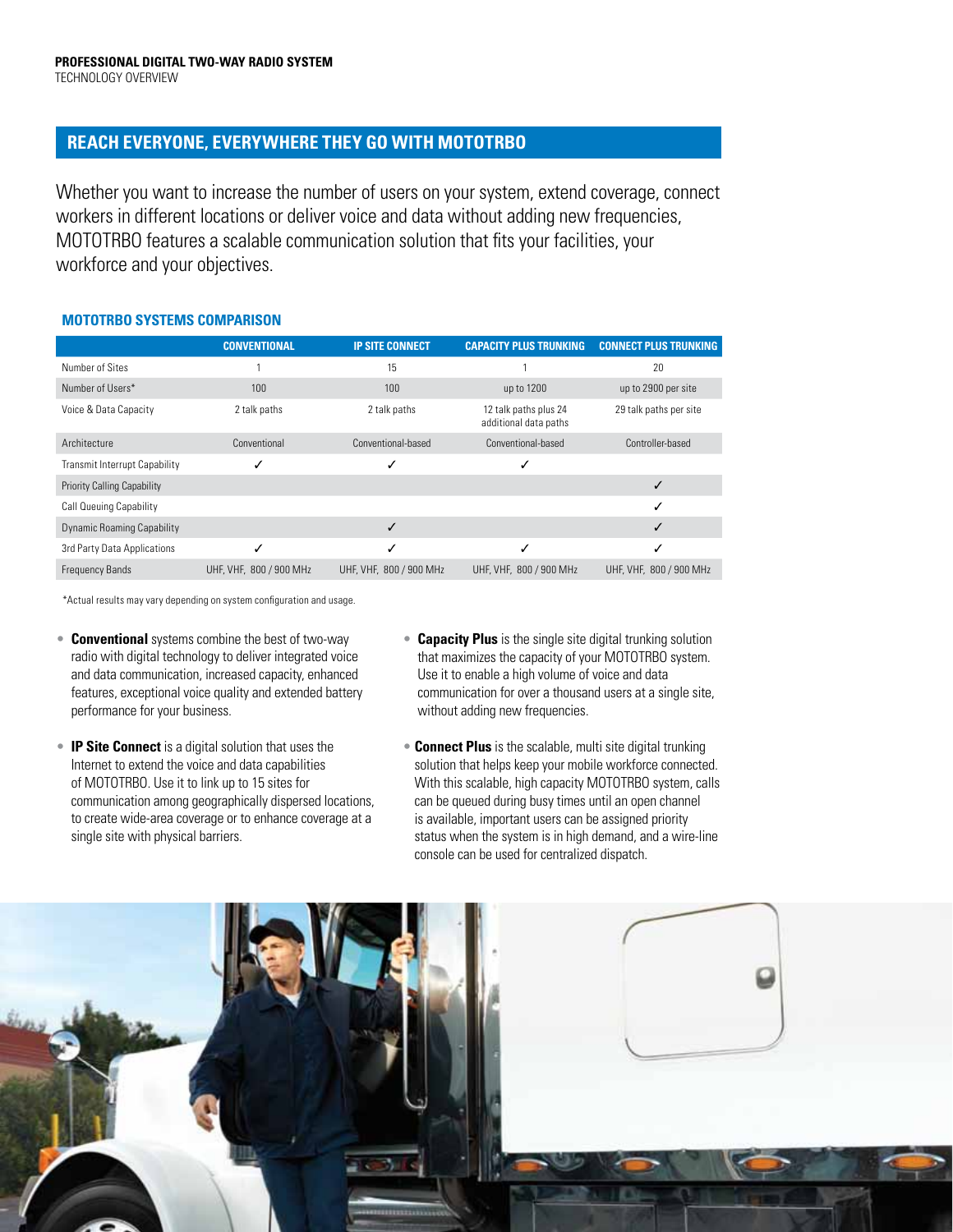## REACH EVERYONE, EVERYWHERE THEY GO WITH MOTOTRBO

Whether you want to increase the number of users on your system, extend coverage, connect workers in different locations or deliver voice and data without adding new frequencies, MOTOTRBO features a scalable communication solution that fits your facilities, your workforce and your objectives.

### MOTOTRBO SYSTEMS COMPARISON

| | CONVENTIONAL | IP SITE CONNECT | CAPACITY PLUS TRUNKING | CONNECT PLUS TRUNKING |
|---|---|---|---|---|
| Number of Sites | 1 | 15 | 1 | 20 |
| Number of Users* | 100 | 100 | up to 1200 | up to 2900 per site |
| Voice & Data Capacity | 2 talk paths | 2 talk paths | 12 talk paths plus 24 additional data paths | 29 talk paths per site |
| Architecture | Conventional | Conventional-based | Conventional-based | Controller-based |
| Transmit Interrupt Capability | ✓ | ✓ | ✓ | |
| Priority Calling Capability | | | | ✓ |
| Call Queuing Capability | | | | ✓ |
| Dynamic Roaming Capability | | ✓ | | ✓ |
| 3rd Party Data Applications | ✓ | ✓ | ✓ | ✓ |
| Frequency Bands | UHF, VHF, 800 / 900 MHz | UHF, VHF, 800 / 900 MHz | UHF, VHF, 800 / 900 MHz | UHF, VHF, 800 / 900 MHz |

*Actual results may vary depending on system configuration and usage.

- **Conventional** systems combine the best of two-way radio with digital technology to deliver integrated voice and data communication, increased capacity, enhanced features, exceptional voice quality and extended battery performance for your business.

- **IP Site Connect** is a digital solution that uses the Internet to extend the voice and data capabilities of MOTOTRBO. Use it to link up to 15 sites for communication among geographically dispersed locations, to create wide-area coverage or to enhance coverage at a single site with physical barriers.

- **Capacity Plus** is the single site digital trunking solution that maximizes the capacity of your MOTOTRBO system. Use it to enable a high volume of voice and data communication for over a thousand users at a single site, without adding new frequencies.

- **Connect Plus** is the scalable, multi site digital trunking solution that helps keep your mobile workforce connected. With this scalable, high capacity MOTOTRBO system, calls can be queued during busy times until an open channel is available, important users can be assigned priority status when the system is in high demand, and a wire-line console can be used for centralized dispatch.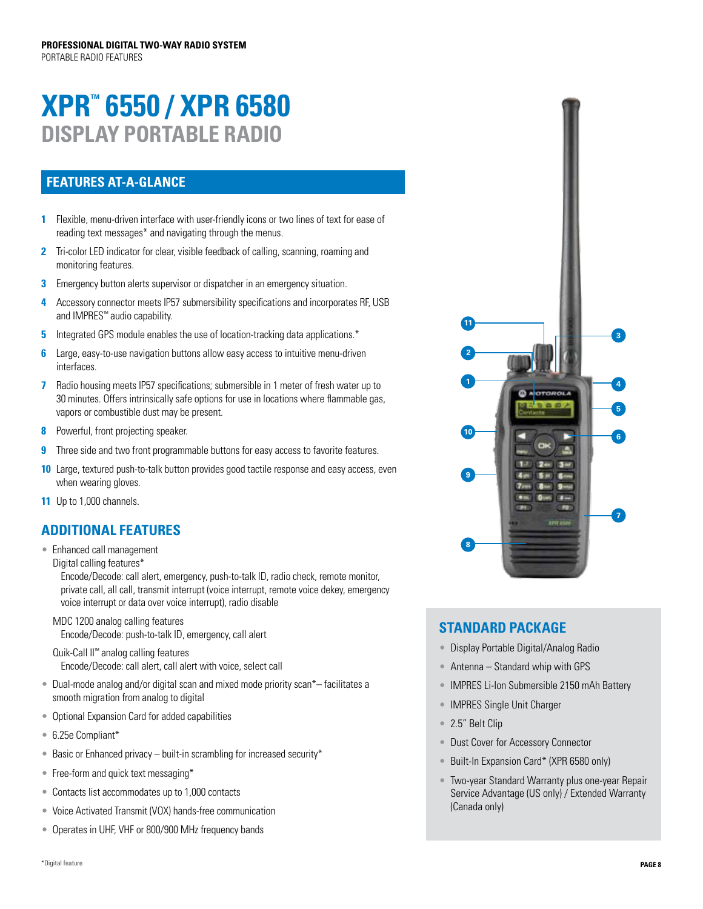PROFESSIONAL DIGITAL TWO-WAY RADIO SYSTEM
PORTABLE RADIO FEATURES

# XPR™ 6550 / XPR 6580
## DISPLAY PORTABLE RADIO

### FEATURES AT-A-GLANCE

1. Flexible, menu-driven interface with user-friendly icons or two lines of text for ease of reading text messages* and navigating through the menus.
2. Tri-color LED indicator for clear, visible feedback of calling, scanning, roaming and monitoring features.
3. Emergency button alerts supervisor or dispatcher in an emergency situation.
4. Accessory connector meets IP57 submersibility specifications and incorporates RF, USB and IMPRES™ audio capability.
5. Integrated GPS module enables the use of location-tracking data applications.*
6. Large, easy-to-use navigation buttons allow easy access to intuitive menu-driven interfaces.
7. Radio housing meets IP57 specifications; submersible in 1 meter of fresh water up to 30 minutes. Offers intrinsically safe options for use in locations where flammable gas, vapors or combustible dust may be present.
8. Powerful, front projecting speaker.
9. Three side and two front programmable buttons for easy access to favorite features.
10. Large, textured push-to-talk button provides good tactile response and easy access, even when wearing gloves.
11. Up to 1,000 channels.

### ADDITIONAL FEATURES

- Enhanced call management
  Digital calling features*
    Encode/Decode: call alert, emergency, push-to-talk ID, radio check, remote monitor, private call, all call, transmit interrupt (voice interrupt, remote voice dekey, emergency voice interrupt or data over voice interrupt), radio disable

  MDC 1200 analog calling features
    Encode/Decode: push-to-talk ID, emergency, call alert

  Quik-Call II™ analog calling features
    Encode/Decode: call alert, call alert with voice, select call
- Dual-mode analog and/or digital scan and mixed mode priority scan*– facilitates a smooth migration from analog to digital
- Optional Expansion Card for added capabilities
- 6.25e Compliant*
- Basic or Enhanced privacy – built-in scrambling for increased security*
- Free-form and quick text messaging*
- Contacts list accommodates up to 1,000 contacts
- Voice Activated Transmit (VOX) hands-free communication
- Operates in UHF, VHF or 800/900 MHz frequency bands

### STANDARD PACKAGE

- Display Portable Digital/Analog Radio
- Antenna – Standard whip with GPS
- IMPRES Li-Ion Submersible 2150 mAh Battery
- IMPRES Single Unit Charger
- 2.5" Belt Clip
- Dust Cover for Accessory Connector
- Built-In Expansion Card* (XPR 6580 only)
- Two-year Standard Warranty plus one-year Repair Service Advantage (US only) / Extended Warranty (Canada only)

*Digital feature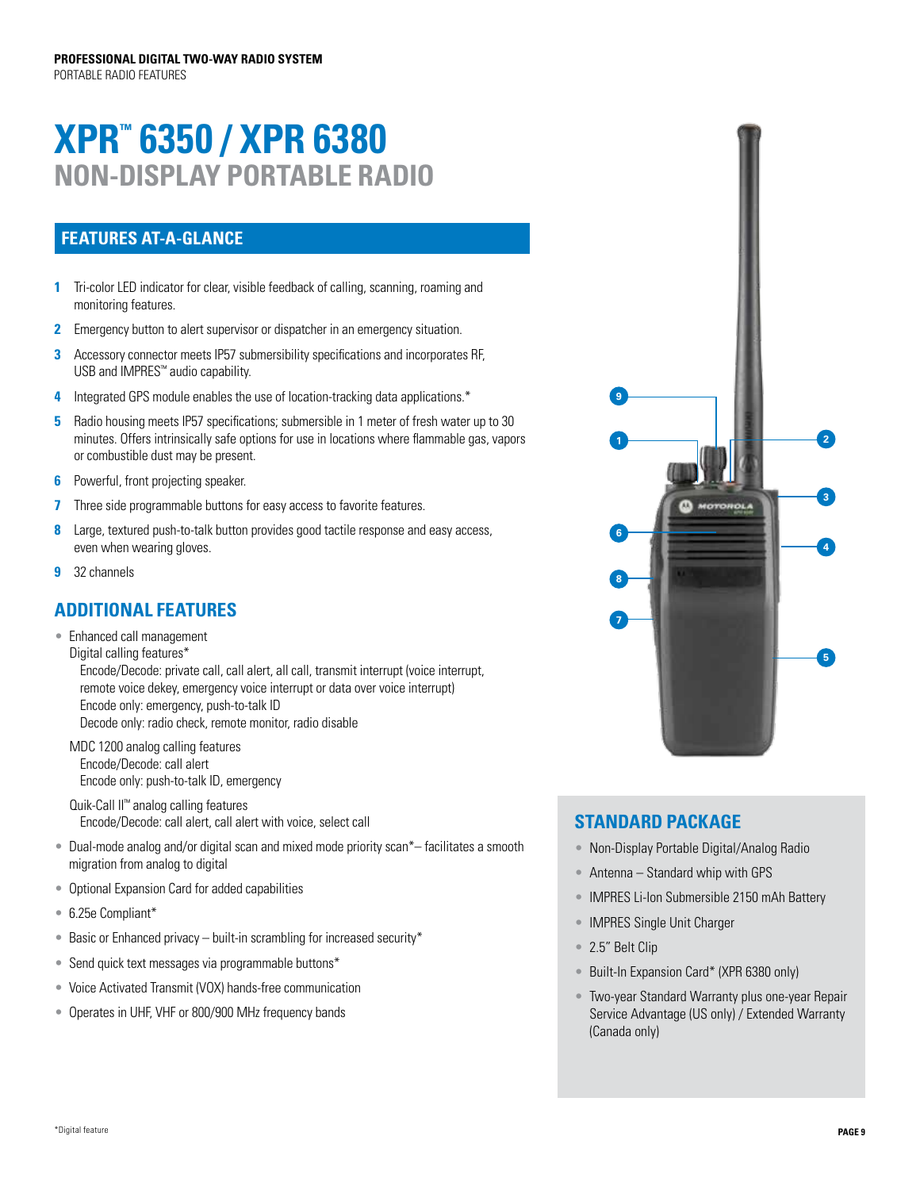PROFESSIONAL DIGITAL TWO-WAY RADIO SYSTEM
PORTABLE RADIO FEATURES

# XPR™ 6350 / XPR 6380
## NON-DISPLAY PORTABLE RADIO

## FEATURES AT-A-GLANCE

1. Tri-color LED indicator for clear, visible feedback of calling, scanning, roaming and monitoring features.
2. Emergency button to alert supervisor or dispatcher in an emergency situation.
3. Accessory connector meets IP57 submersibility specifications and incorporates RF, USB and IMPRES™ audio capability.
4. Integrated GPS module enables the use of location-tracking data applications.*
5. Radio housing meets IP57 specifications; submersible in 1 meter of fresh water up to 30 minutes. Offers intrinsically safe options for use in locations where flammable gas, vapors or combustible dust may be present.
6. Powerful, front projecting speaker.
7. Three side programmable buttons for easy access to favorite features.
8. Large, textured push-to-talk button provides good tactile response and easy access, even when wearing gloves.
9. 32 channels

## ADDITIONAL FEATURES

- Enhanced call management
  Digital calling features*
    Encode/Decode: private call, call alert, all call, transmit interrupt (voice interrupt, remote voice dekey, emergency voice interrupt or data over voice interrupt)
    Encode only: emergency, push-to-talk ID
    Decode only: radio check, remote monitor, radio disable

  MDC 1200 analog calling features
    Encode/Decode: call alert
    Encode only: push-to-talk ID, emergency

  Quik-Call II™ analog calling features
    Encode/Decode: call alert, call alert with voice, select call
- Dual-mode analog and/or digital scan and mixed mode priority scan*– facilitates a smooth migration from analog to digital
- Optional Expansion Card for added capabilities
- 6.25e Compliant*
- Basic or Enhanced privacy – built-in scrambling for increased security*
- Send quick text messages via programmable buttons*
- Voice Activated Transmit (VOX) hands-free communication
- Operates in UHF, VHF or 800/900 MHz frequency bands

## STANDARD PACKAGE

- Non-Display Portable Digital/Analog Radio
- Antenna – Standard whip with GPS
- IMPRES Li-Ion Submersible 2150 mAh Battery
- IMPRES Single Unit Charger
- 2.5" Belt Clip
- Built-In Expansion Card* (XPR 6380 only)
- Two-year Standard Warranty plus one-year Repair Service Advantage (US only) / Extended Warranty (Canada only)

*Digital feature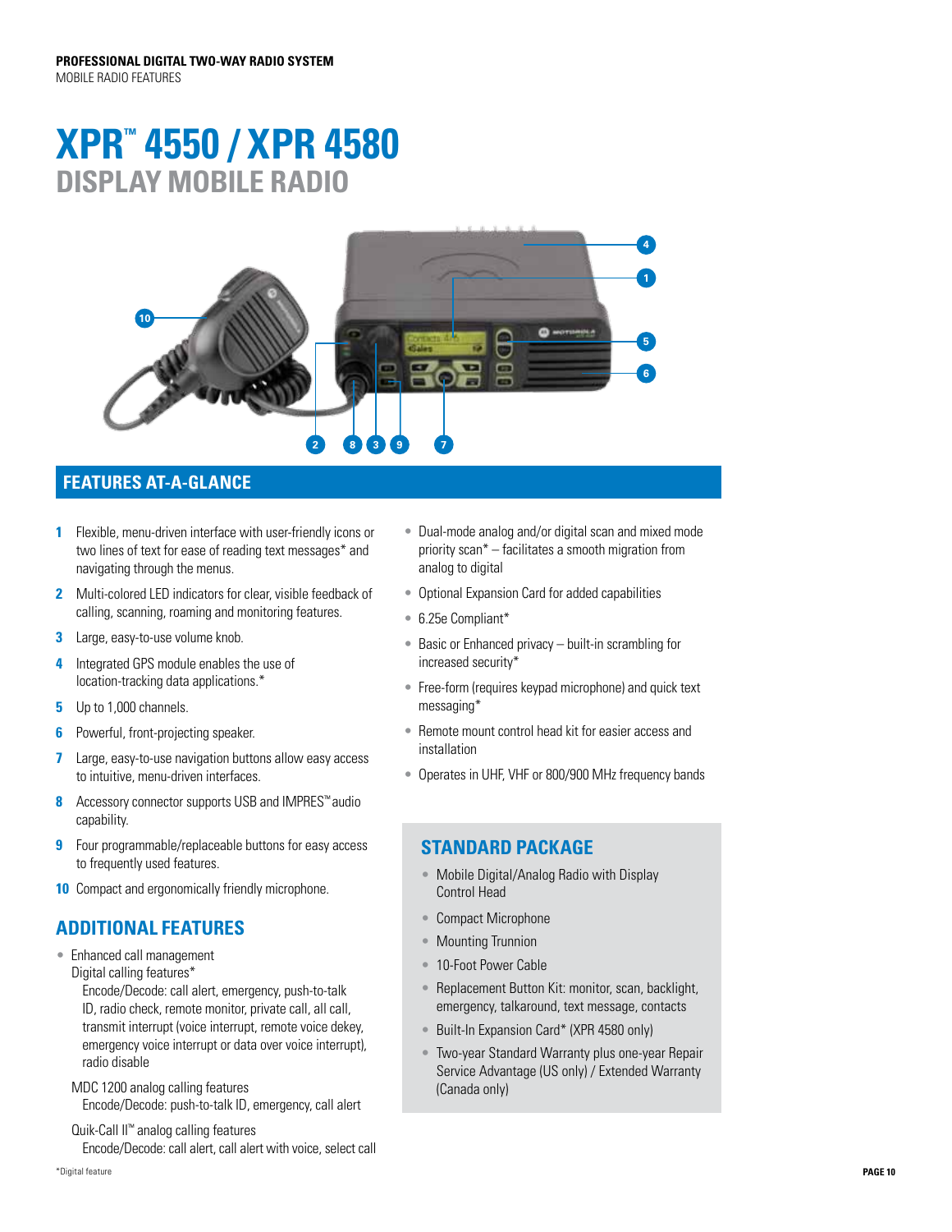**PROFESSIONAL DIGITAL TWO-WAY RADIO SYSTEM**
MOBILE RADIO FEATURES

# XPR™ 4550 / XPR 4580
## DISPLAY MOBILE RADIO

## FEATURES AT-A-GLANCE

1. Flexible, menu-driven interface with user-friendly icons or two lines of text for ease of reading text messages* and navigating through the menus.
2. Multi-colored LED indicators for clear, visible feedback of calling, scanning, roaming and monitoring features.
3. Large, easy-to-use volume knob.
4. Integrated GPS module enables the use of location-tracking data applications.*
5. Up to 1,000 channels.
6. Powerful, front-projecting speaker.
7. Large, easy-to-use navigation buttons allow easy access to intuitive, menu-driven interfaces.
8. Accessory connector supports USB and IMPRES™ audio capability.
9. Four programmable/replaceable buttons for easy access to frequently used features.
10. Compact and ergonomically friendly microphone.

## ADDITIONAL FEATURES

- Enhanced call management
  Digital calling features*
    Encode/Decode: call alert, emergency, push-to-talk ID, radio check, remote monitor, private call, all call, transmit interrupt (voice interrupt, remote voice dekey, emergency voice interrupt or data over voice interrupt), radio disable

  MDC 1200 analog calling features
    Encode/Decode: push-to-talk ID, emergency, call alert

  Quik-Call II™ analog calling features
    Encode/Decode: call alert, call alert with voice, select call

- Dual-mode analog and/or digital scan and mixed mode priority scan* – facilitates a smooth migration from analog to digital
- Optional Expansion Card for added capabilities
- 6.25e Compliant*
- Basic or Enhanced privacy – built-in scrambling for increased security*
- Free-form (requires keypad microphone) and quick text messaging*
- Remote mount control head kit for easier access and installation
- Operates in UHF, VHF or 800/900 MHz frequency bands

## STANDARD PACKAGE

- Mobile Digital/Analog Radio with Display Control Head
- Compact Microphone
- Mounting Trunnion
- 10-Foot Power Cable
- Replacement Button Kit: monitor, scan, backlight, emergency, talkaround, text message, contacts
- Built-In Expansion Card* (XPR 4580 only)
- Two-year Standard Warranty plus one-year Repair Service Advantage (US only) / Extended Warranty (Canada only)

*Digital feature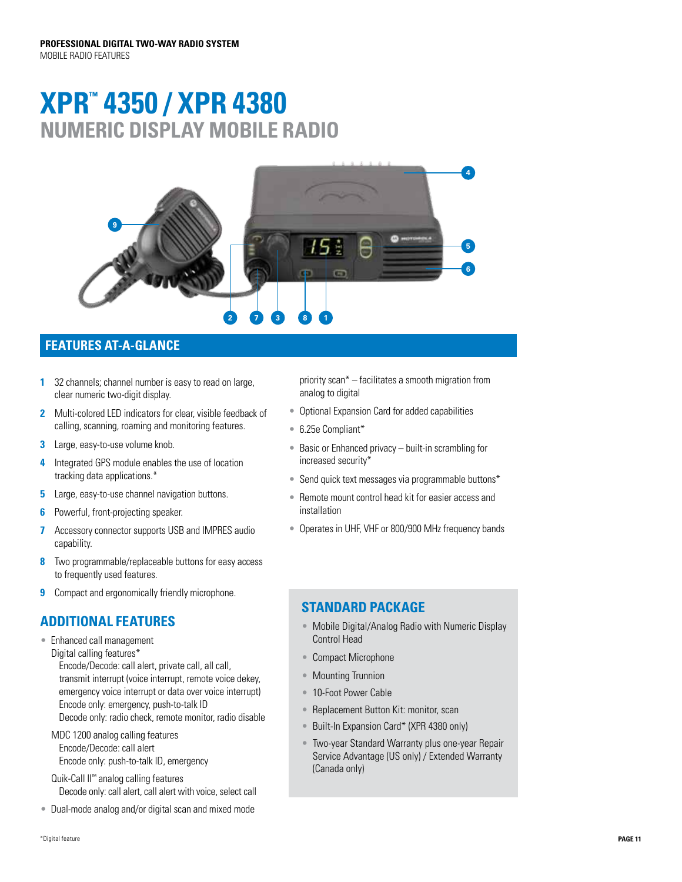PROFESSIONAL DIGITAL TWO-WAY RADIO SYSTEM
MOBILE RADIO FEATURES

# XPR™ 4350 / XPR 4380
## NUMERIC DISPLAY MOBILE RADIO

## FEATURES AT-A-GLANCE

1. 32 channels; channel number is easy to read on large, clear numeric two-digit display.
2. Multi-colored LED indicators for clear, visible feedback of calling, scanning, roaming and monitoring features.
3. Large, easy-to-use volume knob.
4. Integrated GPS module enables the use of location tracking data applications.*
5. Large, easy-to-use channel navigation buttons.
6. Powerful, front-projecting speaker.
7. Accessory connector supports USB and IMPRES audio capability.
8. Two programmable/replaceable buttons for easy access to frequently used features.
9. Compact and ergonomically friendly microphone.

## ADDITIONAL FEATURES

- Enhanced call management
  Digital calling features*
    Encode/Decode: call alert, private call, all call, transmit interrupt (voice interrupt, remote voice dekey, emergency voice interrupt or data over voice interrupt)
    Encode only: emergency, push-to-talk ID
    Decode only: radio check, remote monitor, radio disable

  MDC 1200 analog calling features
    Encode/Decode: call alert
    Encode only: push-to-talk ID, emergency

  Quik-Call II™ analog calling features
    Decode only: call alert, call alert with voice, select call
- Dual-mode analog and/or digital scan and mixed mode priority scan* – facilitates a smooth migration from analog to digital
- Optional Expansion Card for added capabilities
- 6.25e Compliant*
- Basic or Enhanced privacy – built-in scrambling for increased security*
- Send quick text messages via programmable buttons*
- Remote mount control head kit for easier access and installation
- Operates in UHF, VHF or 800/900 MHz frequency bands

## STANDARD PACKAGE

- Mobile Digital/Analog Radio with Numeric Display Control Head
- Compact Microphone
- Mounting Trunnion
- 10-Foot Power Cable
- Replacement Button Kit: monitor, scan
- Built-In Expansion Card* (XPR 4380 only)
- Two-year Standard Warranty plus one-year Repair Service Advantage (US only) / Extended Warranty (Canada only)

*Digital feature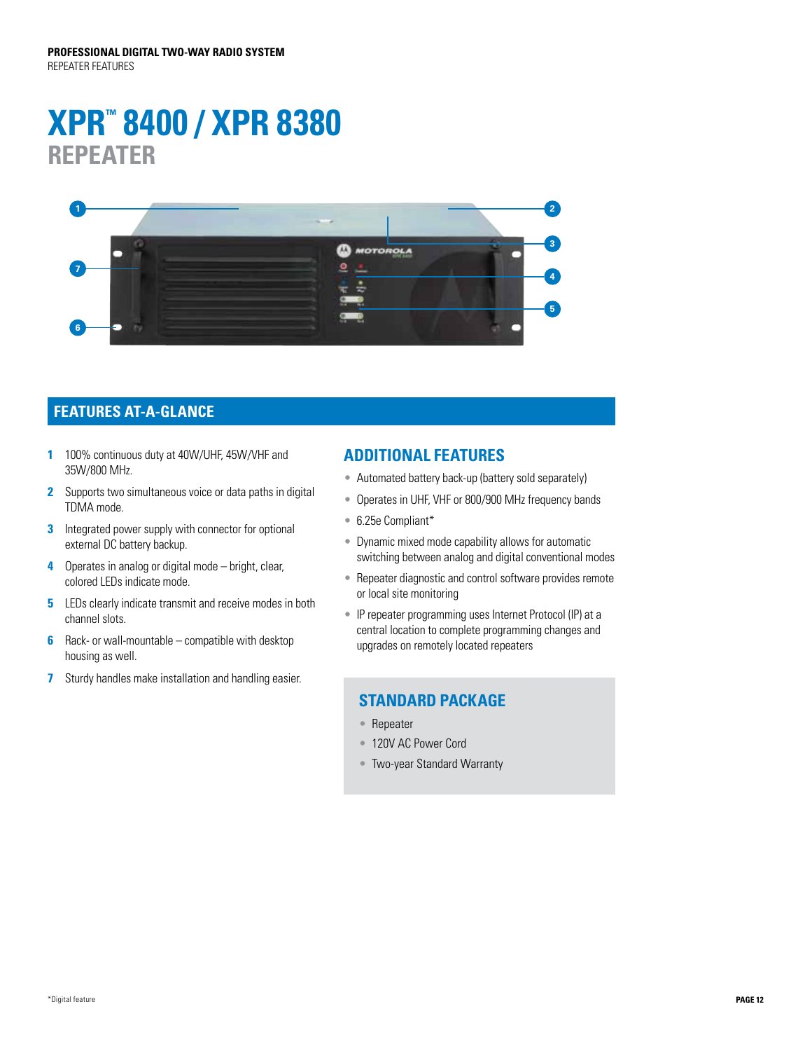**PROFESSIONAL DIGITAL TWO-WAY RADIO SYSTEM**
REPEATER FEATURES

# XPR™ 8400 / XPR 8380
## REPEATER

## FEATURES AT-A-GLANCE

1. 100% continuous duty at 40W/UHF, 45W/VHF and 35W/800 MHz.
2. Supports two simultaneous voice or data paths in digital TDMA mode.
3. Integrated power supply with connector for optional external DC battery backup.
4. Operates in analog or digital mode – bright, clear, colored LEDs indicate mode.
5. LEDs clearly indicate transmit and receive modes in both channel slots.
6. Rack- or wall-mountable – compatible with desktop housing as well.
7. Sturdy handles make installation and handling easier.

## ADDITIONAL FEATURES

- Automated battery back-up (battery sold separately)
- Operates in UHF, VHF or 800/900 MHz frequency bands
- 6.25e Compliant*
- Dynamic mixed mode capability allows for automatic switching between analog and digital conventional modes
- Repeater diagnostic and control software provides remote or local site monitoring
- IP repeater programming uses Internet Protocol (IP) at a central location to complete programming changes and upgrades on remotely located repeaters

## STANDARD PACKAGE

- Repeater
- 120V AC Power Cord
- Two-year Standard Warranty

*Digital feature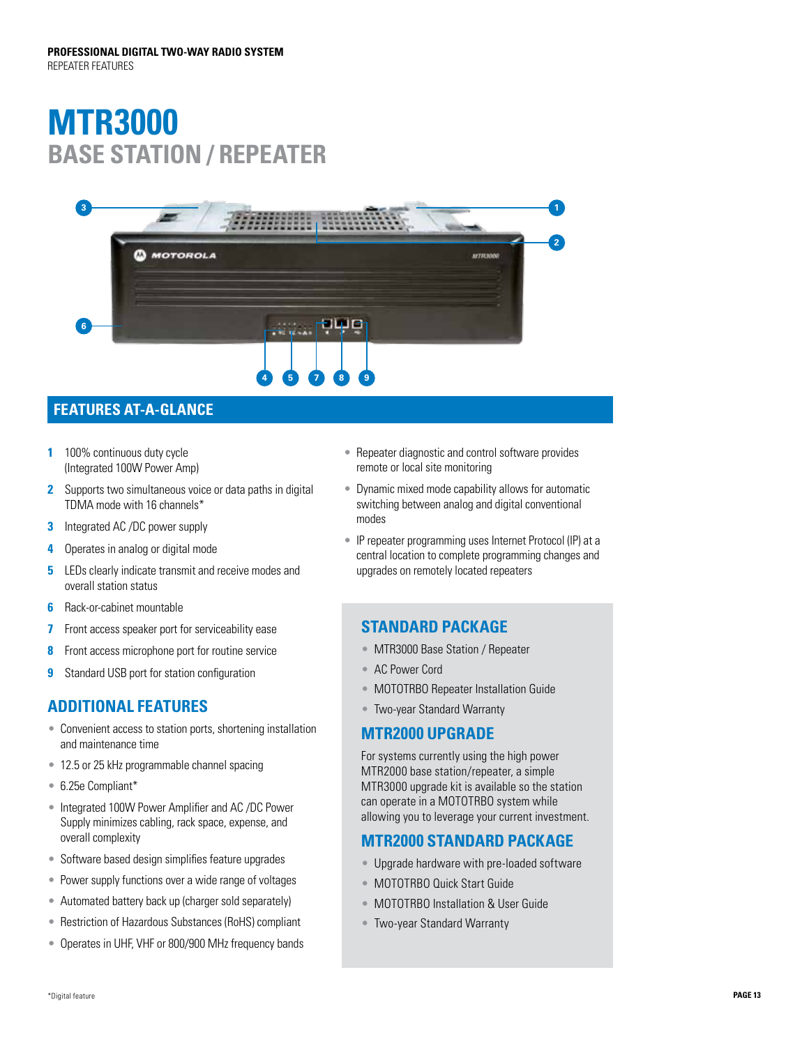PROFESSIONAL DIGITAL TWO-WAY RADIO SYSTEM
REPEATER FEATURES

# MTR3000
## BASE STATION / REPEATER

## FEATURES AT-A-GLANCE

1. 100% continuous duty cycle (Integrated 100W Power Amp)
2. Supports two simultaneous voice or data paths in digital TDMA mode with 16 channels*
3. Integrated AC /DC power supply
4. Operates in analog or digital mode
5. LEDs clearly indicate transmit and receive modes and overall station status
6. Rack-or-cabinet mountable
7. Front access speaker port for serviceability ease
8. Front access microphone port for routine service
9. Standard USB port for station configuration

- Repeater diagnostic and control software provides remote or local site monitoring
- Dynamic mixed mode capability allows for automatic switching between analog and digital conventional modes
- IP repeater programming uses Internet Protocol (IP) at a central location to complete programming changes and upgrades on remotely located repeaters

## ADDITIONAL FEATURES

- Convenient access to station ports, shortening installation and maintenance time
- 12.5 or 25 kHz programmable channel spacing
- 6.25e Compliant*
- Integrated 100W Power Amplifier and AC /DC Power Supply minimizes cabling, rack space, expense, and overall complexity
- Software based design simplifies feature upgrades
- Power supply functions over a wide range of voltages
- Automated battery back up (charger sold separately)
- Restriction of Hazardous Substances (RoHS) compliant
- Operates in UHF, VHF or 800/900 MHz frequency bands

## STANDARD PACKAGE

- MTR3000 Base Station / Repeater
- AC Power Cord
- MOTOTRBO Repeater Installation Guide
- Two-year Standard Warranty

## MTR2000 UPGRADE

For systems currently using the high power MTR2000 base station/repeater, a simple MTR3000 upgrade kit is available so the station can operate in a MOTOTRBO system while allowing you to leverage your current investment.

## MTR2000 STANDARD PACKAGE

- Upgrade hardware with pre-loaded software
- MOTOTRBO Quick Start Guide
- MOTOTRBO Installation & User Guide
- Two-year Standard Warranty

*Digital feature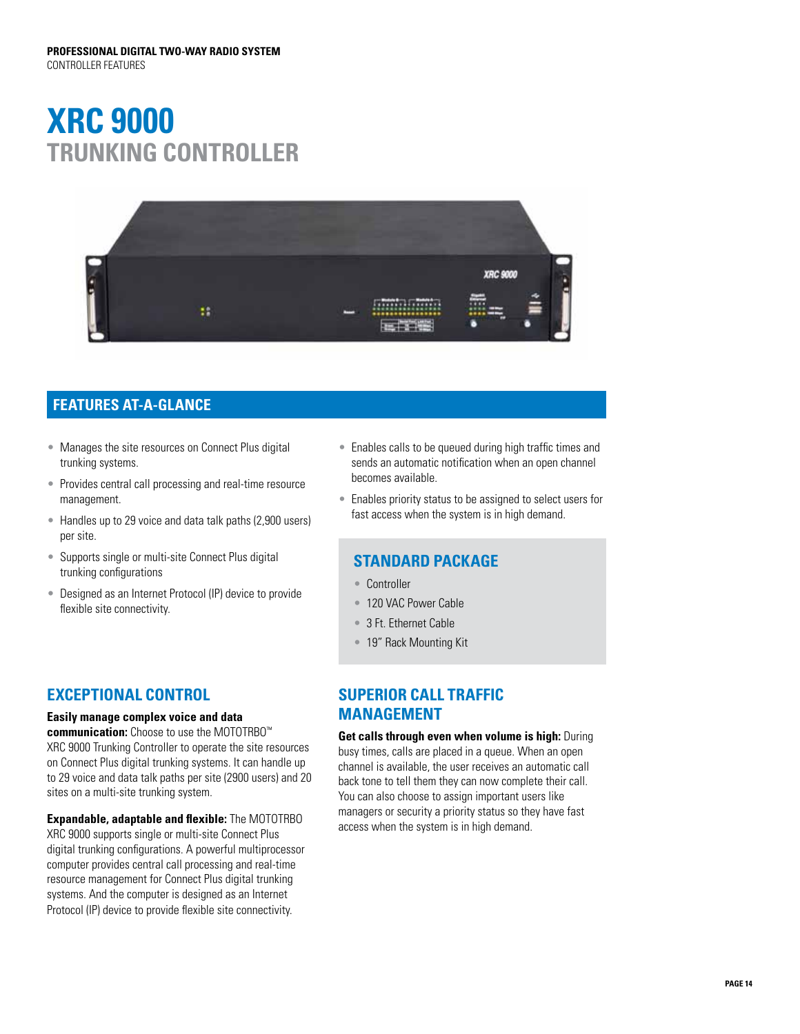PROFESSIONAL DIGITAL TWO-WAY RADIO SYSTEM
CONTROLLER FEATURES

# XRC 9000
## TRUNKING CONTROLLER

## FEATURES AT-A-GLANCE

- Manages the site resources on Connect Plus digital trunking systems.
- Provides central call processing and real-time resource management.
- Handles up to 29 voice and data talk paths (2,900 users) per site.
- Supports single or multi-site Connect Plus digital trunking configurations
- Designed as an Internet Protocol (IP) device to provide flexible site connectivity.
- Enables calls to be queued during high traffic times and sends an automatic notification when an open channel becomes available.
- Enables priority status to be assigned to select users for fast access when the system is in high demand.

### STANDARD PACKAGE

- Controller
- 120 VAC Power Cable
- 3 Ft. Ethernet Cable
- 19" Rack Mounting Kit

## EXCEPTIONAL CONTROL

**Easily manage complex voice and data communication:** Choose to use the MOTOTRBO™ XRC 9000 Trunking Controller to operate the site resources on Connect Plus digital trunking systems. It can handle up to 29 voice and data talk paths per site (2900 users) and 20 sites on a multi-site trunking system.

**Expandable, adaptable and flexible:** The MOTOTRBO XRC 9000 supports single or multi-site Connect Plus digital trunking configurations. A powerful multiprocessor computer provides central call processing and real-time resource management for Connect Plus digital trunking systems. And the computer is designed as an Internet Protocol (IP) device to provide flexible site connectivity.

## SUPERIOR CALL TRAFFIC MANAGEMENT

**Get calls through even when volume is high:** During busy times, calls are placed in a queue. When an open channel is available, the user receives an automatic call back tone to tell them they can now complete their call. You can also choose to assign important users like managers or security a priority status so they have fast access when the system is in high demand.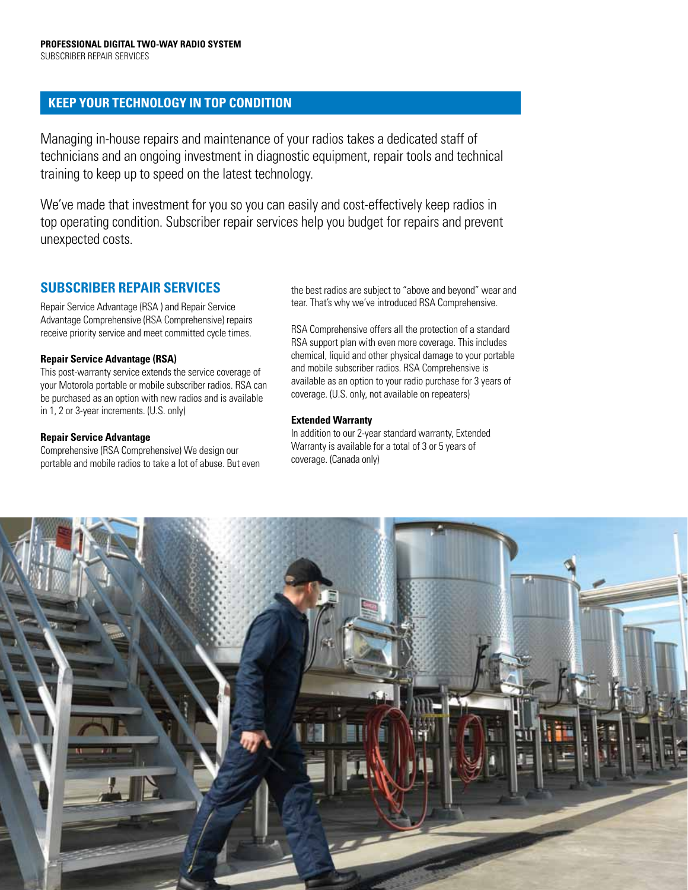## KEEP YOUR TECHNOLOGY IN TOP CONDITION

Managing in-house repairs and maintenance of your radios takes a dedicated staff of technicians and an ongoing investment in diagnostic equipment, repair tools and technical training to keep up to speed on the latest technology.

We've made that investment for you so you can easily and cost-effectively keep radios in top operating condition. Subscriber repair services help you budget for repairs and prevent unexpected costs.

## SUBSCRIBER REPAIR SERVICES

Repair Service Advantage (RSA ) and Repair Service Advantage Comprehensive (RSA Comprehensive) repairs receive priority service and meet committed cycle times.

**Repair Service Advantage (RSA)**
This post-warranty service extends the service coverage of your Motorola portable or mobile subscriber radios. RSA can be purchased as an option with new radios and is available in 1, 2 or 3-year increments. (U.S. only)

**Repair Service Advantage**
Comprehensive (RSA Comprehensive) We design our portable and mobile radios to take a lot of abuse. But even the best radios are subject to "above and beyond" wear and tear. That's why we've introduced RSA Comprehensive.

RSA Comprehensive offers all the protection of a standard RSA support plan with even more coverage. This includes chemical, liquid and other physical damage to your portable and mobile subscriber radios. RSA Comprehensive is available as an option to your radio purchase for 3 years of coverage. (U.S. only, not available on repeaters)

**Extended Warranty**
In addition to our 2-year standard warranty, Extended Warranty is available for a total of 3 or 5 years of coverage. (Canada only)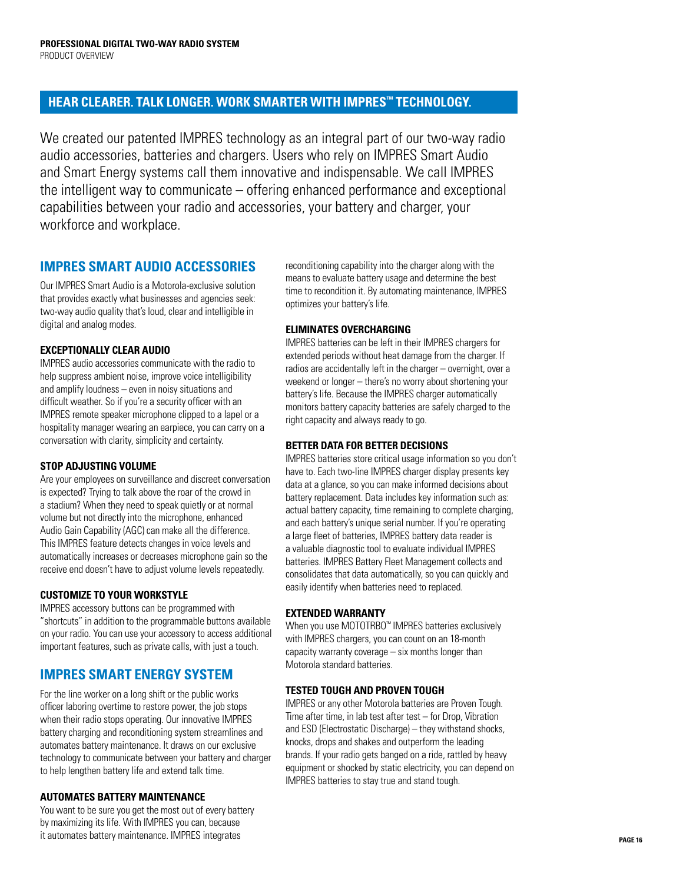# HEAR CLEARER. TALK LONGER. WORK SMARTER WITH IMPRES™ TECHNOLOGY.

We created our patented IMPRES technology as an integral part of our two-way radio audio accessories, batteries and chargers. Users who rely on IMPRES Smart Audio and Smart Energy systems call them innovative and indispensable. We call IMPRES the intelligent way to communicate – offering enhanced performance and exceptional capabilities between your radio and accessories, your battery and charger, your workforce and workplace.

## IMPRES SMART AUDIO ACCESSORIES

Our IMPRES Smart Audio is a Motorola-exclusive solution that provides exactly what businesses and agencies seek: two-way audio quality that's loud, clear and intelligible in digital and analog modes.

### EXCEPTIONALLY CLEAR AUDIO

IMPRES audio accessories communicate with the radio to help suppress ambient noise, improve voice intelligibility and amplify loudness – even in noisy situations and difficult weather. So if you're a security officer with an IMPRES remote speaker microphone clipped to a lapel or a hospitality manager wearing an earpiece, you can carry on a conversation with clarity, simplicity and certainty.

### STOP ADJUSTING VOLUME

Are your employees on surveillance and discreet conversation is expected? Trying to talk above the roar of the crowd in a stadium? When they need to speak quietly or at normal volume but not directly into the microphone, enhanced Audio Gain Capability (AGC) can make all the difference. This IMPRES feature detects changes in voice levels and automatically increases or decreases microphone gain so the receive end doesn't have to adjust volume levels repeatedly.

### CUSTOMIZE TO YOUR WORKSTYLE

IMPRES accessory buttons can be programmed with "shortcuts" in addition to the programmable buttons available on your radio. You can use your accessory to access additional important features, such as private calls, with just a touch.

## IMPRES SMART ENERGY SYSTEM

For the line worker on a long shift or the public works officer laboring overtime to restore power, the job stops when their radio stops operating. Our innovative IMPRES battery charging and reconditioning system streamlines and automates battery maintenance. It draws on our exclusive technology to communicate between your battery and charger to help lengthen battery life and extend talk time.

### AUTOMATES BATTERY MAINTENANCE

You want to be sure you get the most out of every battery by maximizing its life. With IMPRES you can, because it automates battery maintenance. IMPRES integrates reconditioning capability into the charger along with the means to evaluate battery usage and determine the best time to recondition it. By automating maintenance, IMPRES optimizes your battery's life.

### ELIMINATES OVERCHARGING

IMPRES batteries can be left in their IMPRES chargers for extended periods without heat damage from the charger. If radios are accidentally left in the charger – overnight, over a weekend or longer – there's no worry about shortening your battery's life. Because the IMPRES charger automatically monitors battery capacity batteries are safely charged to the right capacity and always ready to go.

### BETTER DATA FOR BETTER DECISIONS

IMPRES batteries store critical usage information so you don't have to. Each two-line IMPRES charger display presents key data at a glance, so you can make informed decisions about battery replacement. Data includes key information such as: actual battery capacity, time remaining to complete charging, and each battery's unique serial number. If you're operating a large fleet of batteries, IMPRES battery data reader is a valuable diagnostic tool to evaluate individual IMPRES batteries. IMPRES Battery Fleet Management collects and consolidates that data automatically, so you can quickly and easily identify when batteries need to replaced.

### EXTENDED WARRANTY

When you use MOTOTRBO™ IMPRES batteries exclusively with IMPRES chargers, you can count on an 18-month capacity warranty coverage – six months longer than Motorola standard batteries.

### TESTED TOUGH AND PROVEN TOUGH

IMPRES or any other Motorola batteries are Proven Tough. Time after time, in lab test after test – for Drop, Vibration and ESD (Electrostatic Discharge) – they withstand shocks, knocks, drops and shakes and outperform the leading brands. If your radio gets banged on a ride, rattled by heavy equipment or shocked by static electricity, you can depend on IMPRES batteries to stay true and stand tough.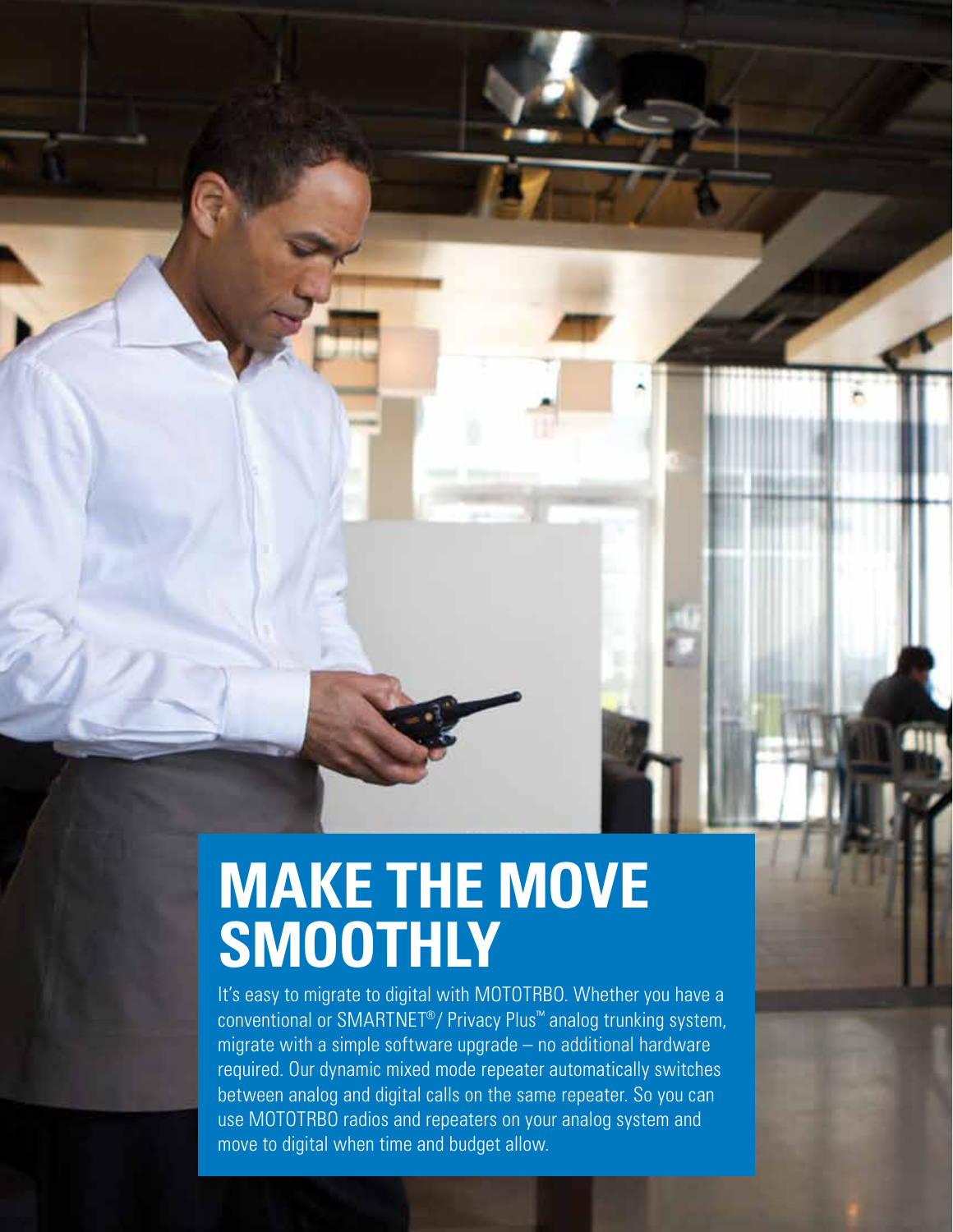# MAKE THE MOVE SMOOTHLY

It's easy to migrate to digital with MOTOTRBO. Whether you have a conventional or SMARTNET®/ Privacy Plus™ analog trunking system, migrate with a simple software upgrade – no additional hardware required. Our dynamic mixed mode repeater automatically switches between analog and digital calls on the same repeater. So you can use MOTOTRBO radios and repeaters on your analog system and move to digital when time and budget allow.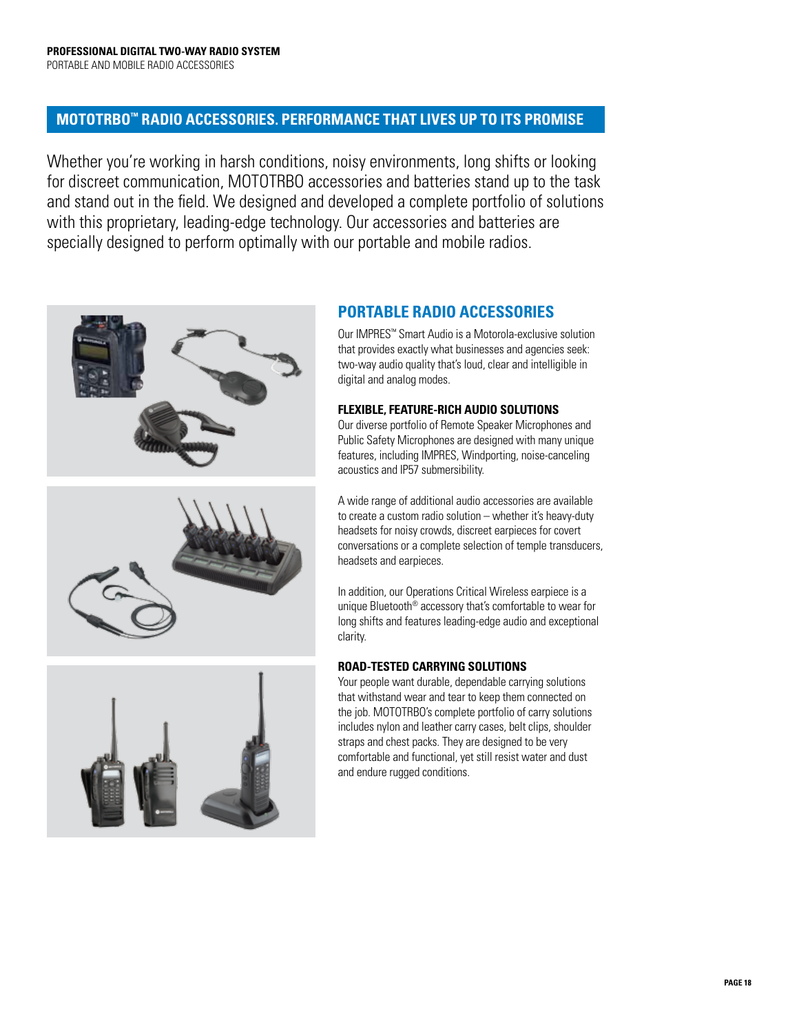## MOTOTRBO™ RADIO ACCESSORIES. PERFORMANCE THAT LIVES UP TO ITS PROMISE

Whether you're working in harsh conditions, noisy environments, long shifts or looking for discreet communication, MOTOTRBO accessories and batteries stand up to the task and stand out in the field. We designed and developed a complete portfolio of solutions with this proprietary, leading-edge technology. Our accessories and batteries are specially designed to perform optimally with our portable and mobile radios.

## PORTABLE RADIO ACCESSORIES

Our IMPRES™ Smart Audio is a Motorola-exclusive solution that provides exactly what businesses and agencies seek: two-way audio quality that's loud, clear and intelligible in digital and analog modes.

### FLEXIBLE, FEATURE-RICH AUDIO SOLUTIONS

Our diverse portfolio of Remote Speaker Microphones and Public Safety Microphones are designed with many unique features, including IMPRES, Windporting, noise-canceling acoustics and IP57 submersibility.

A wide range of additional audio accessories are available to create a custom radio solution – whether it's heavy-duty headsets for noisy crowds, discreet earpieces for covert conversations or a complete selection of temple transducers, headsets and earpieces.

In addition, our Operations Critical Wireless earpiece is a unique Bluetooth® accessory that's comfortable to wear for long shifts and features leading-edge audio and exceptional clarity.

### ROAD-TESTED CARRYING SOLUTIONS

Your people want durable, dependable carrying solutions that withstand wear and tear to keep them connected on the job. MOTOTRBO's complete portfolio of carry solutions includes nylon and leather carry cases, belt clips, shoulder straps and chest packs. They are designed to be very comfortable and functional, yet still resist water and dust and endure rugged conditions.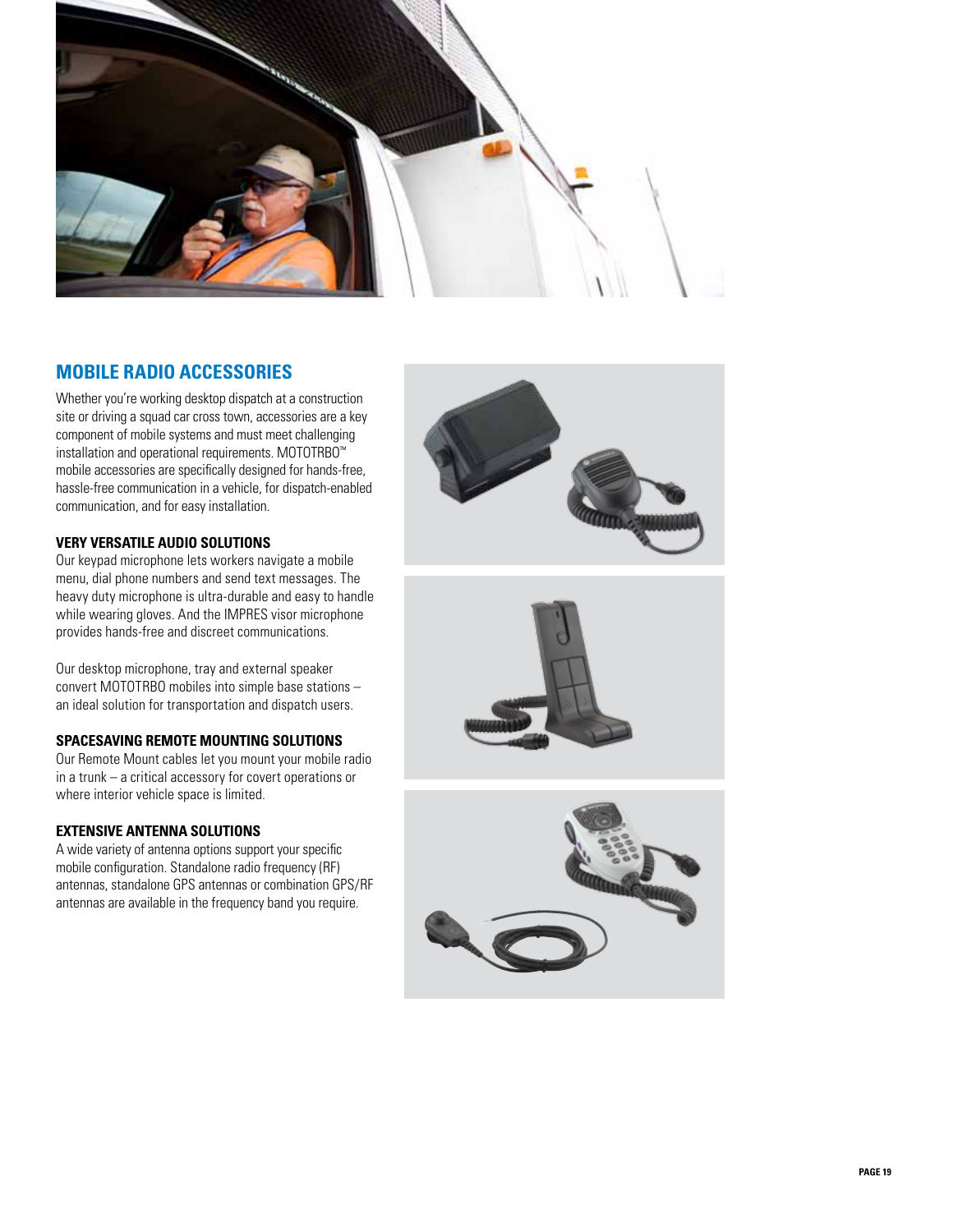## MOBILE RADIO ACCESSORIES

Whether you're working desktop dispatch at a construction site or driving a squad car cross town, accessories are a key component of mobile systems and must meet challenging installation and operational requirements. MOTOTRBO™ mobile accessories are specifically designed for hands-free, hassle-free communication in a vehicle, for dispatch-enabled communication, and for easy installation.

### VERY VERSATILE AUDIO SOLUTIONS

Our keypad microphone lets workers navigate a mobile menu, dial phone numbers and send text messages. The heavy duty microphone is ultra-durable and easy to handle while wearing gloves. And the IMPRES visor microphone provides hands-free and discreet communications.

Our desktop microphone, tray and external speaker convert MOTOTRBO mobiles into simple base stations – an ideal solution for transportation and dispatch users.

### SPACESAVING REMOTE MOUNTING SOLUTIONS

Our Remote Mount cables let you mount your mobile radio in a trunk – a critical accessory for covert operations or where interior vehicle space is limited.

### EXTENSIVE ANTENNA SOLUTIONS

A wide variety of antenna options support your specific mobile configuration. Standalone radio frequency (RF) antennas, standalone GPS antennas or combination GPS/RF antennas are available in the frequency band you require.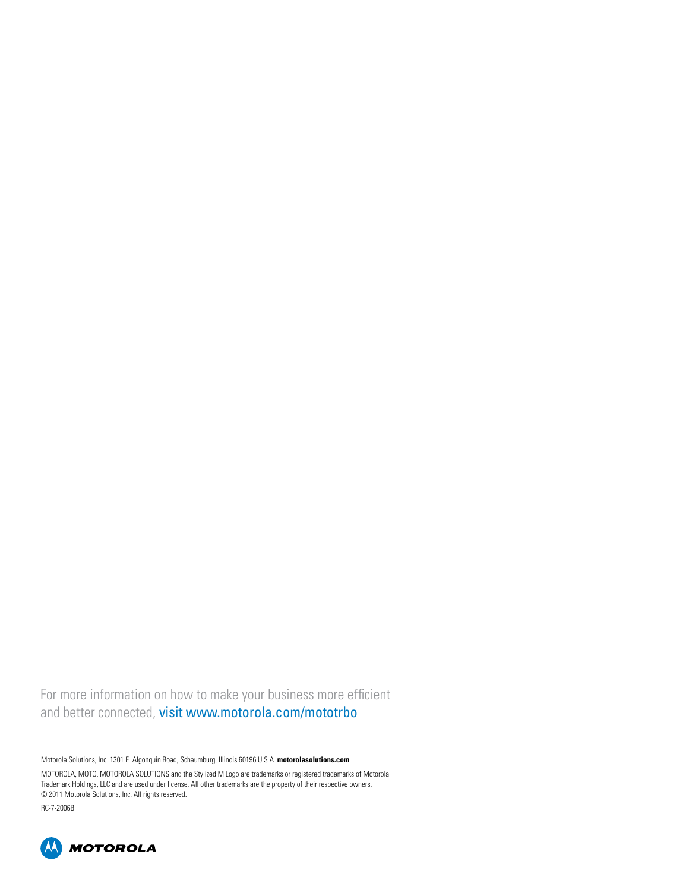For more information on how to make your business more efficient and better connected, visit www.motorola.com/mototrbo

Motorola Solutions, Inc. 1301 E. Algonquin Road, Schaumburg, Illinois 60196 U.S.A. **motorolasolutions.com**

MOTOROLA, MOTO, MOTOROLA SOLUTIONS and the Stylized M Logo are trademarks or registered trademarks of Motorola Trademark Holdings, LLC and are used under license. All other trademarks are the property of their respective owners. © 2011 Motorola Solutions, Inc. All rights reserved.

RC-7-2006B

MOTOROLA